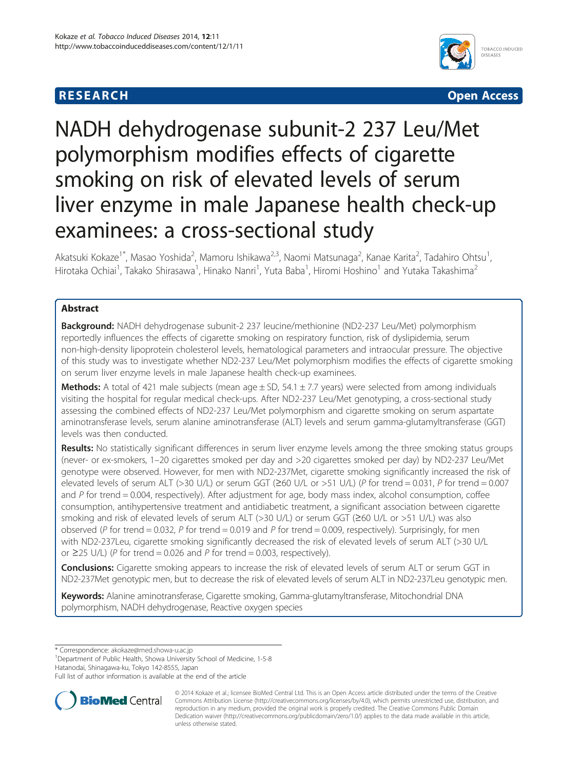RESEARCH Open Access

# NADH dehydrogenase subunit-2 237 Leu/Met polymorphism modifies effects of cigarette smoking on risk of elevated levels of serum liver enzyme in male Japanese health check-up examinees: a cross-sectional study

Akatsuki Kokaze[1*], Masao Yoshida[2], Mamoru Ishikawa[2,3], Naomi Matsunaga[2], Kanae Karita[2], Tadahiro Ohtsu[1], Hirotaka Ochiai[1], Takako Shirasawa[1], Hinako Nanri[1], Yuta Baba[1], Hiromi Hoshino[1] and Yutaka Takashima[2]

## Abstract

**Background:** NADH dehydrogenase subunit-2 237 leucine/methionine (ND2-237 Leu/Met) polymorphism reportedly influences the effects of cigarette smoking on respiratory function, risk of dyslipidemia, serum non-high-density lipoprotein cholesterol levels, hematological parameters and intraocular pressure. The objective of this study was to investigate whether ND2-237 Leu/Met polymorphism modifies the effects of cigarette smoking on serum liver enzyme levels in male Japanese health check-up examinees.

**Methods:** A total of 421 male subjects (mean age ± SD, 54.1 ± 7.7 years) were selected from among individuals visiting the hospital for regular medical check-ups. After ND2-237 Leu/Met genotyping, a cross-sectional study assessing the combined effects of ND2-237 Leu/Met polymorphism and cigarette smoking on serum aspartate aminotransferase levels, serum alanine aminotransferase (ALT) levels and serum gamma-glutamyltransferase (GGT) levels was then conducted.

**Results:** No statistically significant differences in serum liver enzyme levels among the three smoking status groups (never- or ex-smokers, 1–20 cigarettes smoked per day and >20 cigarettes smoked per day) by ND2-237 Leu/Met genotype were observed. However, for men with ND2-237Met, cigarette smoking significantly increased the risk of elevated levels of serum ALT (>30 U/L) or serum GGT (≥60 U/L or >51 U/L) (*P* for trend = 0.031, *P* for trend = 0.007 and *P* for trend = 0.004, respectively). After adjustment for age, body mass index, alcohol consumption, coffee consumption, antihypertensive treatment and antidiabetic treatment, a significant association between cigarette smoking and risk of elevated levels of serum ALT (>30 U/L) or serum GGT (≥60 U/L or >51 U/L) was also observed (*P* for trend = 0.032, *P* for trend = 0.019 and *P* for trend = 0.009, respectively). Surprisingly, for men with ND2-237Leu, cigarette smoking significantly decreased the risk of elevated levels of serum ALT (>30 U/L or ≥25 U/L) (*P* for trend = 0.026 and *P* for trend = 0.003, respectively).

**Conclusions:** Cigarette smoking appears to increase the risk of elevated levels of serum ALT or serum GGT in ND2-237Met genotypic men, but to decrease the risk of elevated levels of serum ALT in ND2-237Leu genotypic men.

**Keywords:** Alanine aminotransferase, Cigarette smoking, Gamma-glutamyltransferase, Mitochondrial DNA polymorphism, NADH dehydrogenase, Reactive oxygen species

---

\* Correspondence: akokaze@med.showa-u.ac.jp
[1]Department of Public Health, Showa University School of Medicine, 1-5-8 Hatanodai, Shinagawa-ku, Tokyo 142-8555, Japan
Full list of author information is available at the end of the article

© 2014 Kokaze et al.; licensee BioMed Central Ltd. This is an Open Access article distributed under the terms of the Creative Commons Attribution License (http://creativecommons.org/licenses/by/4.0), which permits unrestricted use, distribution, and reproduction in any medium, provided the original work is properly credited. The Creative Commons Public Domain Dedication waiver (http://creativecommons.org/publicdomain/zero/1.0/) applies to the data made available in this article, unless otherwise stated.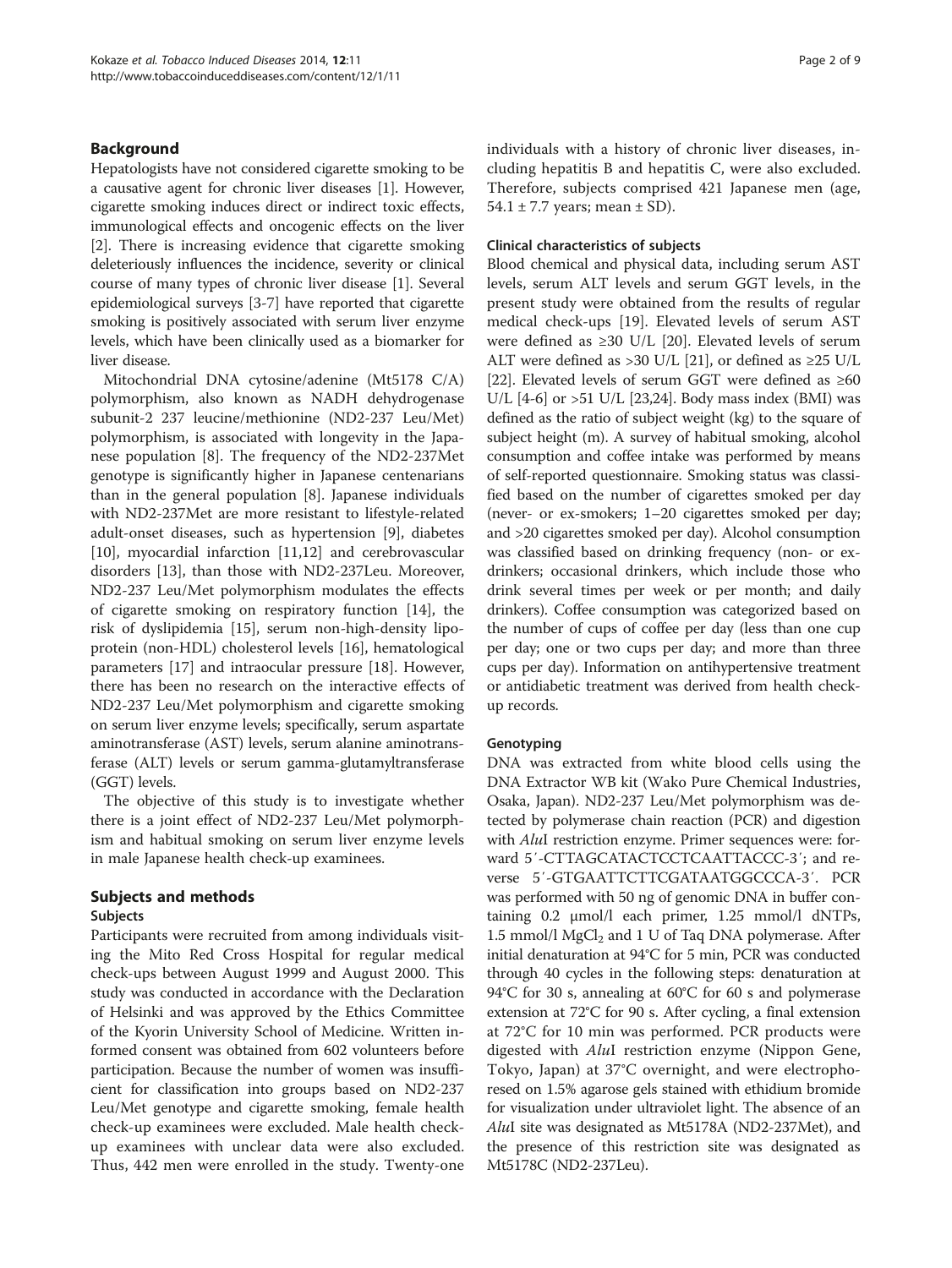## Background

Hepatologists have not considered cigarette smoking to be a causative agent for chronic liver diseases [1]. However, cigarette smoking induces direct or indirect toxic effects, immunological effects and oncogenic effects on the liver [2]. There is increasing evidence that cigarette smoking deleteriously influences the incidence, severity or clinical course of many types of chronic liver disease [1]. Several epidemiological surveys [3-7] have reported that cigarette smoking is positively associated with serum liver enzyme levels, which have been clinically used as a biomarker for liver disease.

Mitochondrial DNA cytosine/adenine (Mt5178 C/A) polymorphism, also known as NADH dehydrogenase subunit-2 237 leucine/methionine (ND2-237 Leu/Met) polymorphism, is associated with longevity in the Japanese population [8]. The frequency of the ND2-237Met genotype is significantly higher in Japanese centenarians than in the general population [8]. Japanese individuals with ND2-237Met are more resistant to lifestyle-related adult-onset diseases, such as hypertension [9], diabetes [10], myocardial infarction [11,12] and cerebrovascular disorders [13], than those with ND2-237Leu. Moreover, ND2-237 Leu/Met polymorphism modulates the effects of cigarette smoking on respiratory function [14], the risk of dyslipidemia [15], serum non-high-density lipoprotein (non-HDL) cholesterol levels [16], hematological parameters [17] and intraocular pressure [18]. However, there has been no research on the interactive effects of ND2-237 Leu/Met polymorphism and cigarette smoking on serum liver enzyme levels; specifically, serum aspartate aminotransferase (AST) levels, serum alanine aminotransferase (ALT) levels or serum gamma-glutamyltransferase (GGT) levels.

The objective of this study is to investigate whether there is a joint effect of ND2-237 Leu/Met polymorphism and habitual smoking on serum liver enzyme levels in male Japanese health check-up examinees.

## Subjects and methods

### Subjects

Participants were recruited from among individuals visiting the Mito Red Cross Hospital for regular medical check-ups between August 1999 and August 2000. This study was conducted in accordance with the Declaration of Helsinki and was approved by the Ethics Committee of the Kyorin University School of Medicine. Written informed consent was obtained from 602 volunteers before participation. Because the number of women was insufficient for classification into groups based on ND2-237 Leu/Met genotype and cigarette smoking, female health check-up examinees were excluded. Male health check-up examinees with unclear data were also excluded. Thus, 442 men were enrolled in the study. Twenty-one individuals with a history of chronic liver diseases, including hepatitis B and hepatitis C, were also excluded. Therefore, subjects comprised 421 Japanese men (age, 54.1 ± 7.7 years; mean ± SD).

### Clinical characteristics of subjects

Blood chemical and physical data, including serum AST levels, serum ALT levels and serum GGT levels, in the present study were obtained from the results of regular medical check-ups [19]. Elevated levels of serum AST were defined as ≥30 U/L [20]. Elevated levels of serum ALT were defined as >30 U/L [21], or defined as ≥25 U/L [22]. Elevated levels of serum GGT were defined as ≥60 U/L [4-6] or >51 U/L [23,24]. Body mass index (BMI) was defined as the ratio of subject weight (kg) to the square of subject height (m). A survey of habitual smoking, alcohol consumption and coffee intake was performed by means of self-reported questionnaire. Smoking status was classified based on the number of cigarettes smoked per day (never- or ex-smokers; 1–20 cigarettes smoked per day; and >20 cigarettes smoked per day). Alcohol consumption was classified based on drinking frequency (non- or ex-drinkers; occasional drinkers, which include those who drink several times per week or per month; and daily drinkers). Coffee consumption was categorized based on the number of cups of coffee per day (less than one cup per day; one or two cups per day; and more than three cups per day). Information on antihypertensive treatment or antidiabetic treatment was derived from health check-up records.

### Genotyping

DNA was extracted from white blood cells using the DNA Extractor WB kit (Wako Pure Chemical Industries, Osaka, Japan). ND2-237 Leu/Met polymorphism was detected by polymerase chain reaction (PCR) and digestion with *Alu*I restriction enzyme. Primer sequences were: forward 5′-CTTAGCATACTCCTCAATTACCC-3′; and reverse 5′-GTGAATTCTTCGATAATGGCCCA-3′. PCR was performed with 50 ng of genomic DNA in buffer containing 0.2 μmol/l each primer, 1.25 mmol/l dNTPs, 1.5 mmol/l $MgCl_2$ and 1 U of Taq DNA polymerase. After initial denaturation at 94°C for 5 min, PCR was conducted through 40 cycles in the following steps: denaturation at 94°C for 30 s, annealing at 60°C for 60 s and polymerase extension at 72°C for 90 s. After cycling, a final extension at 72°C for 10 min was performed. PCR products were digested with *Alu*I restriction enzyme (Nippon Gene, Tokyo, Japan) at 37°C overnight, and were electrophoresed on 1.5% agarose gels stained with ethidium bromide for visualization under ultraviolet light. The absence of an *Alu*I site was designated as Mt5178A (ND2-237Met), and the presence of this restriction site was designated as Mt5178C (ND2-237Leu).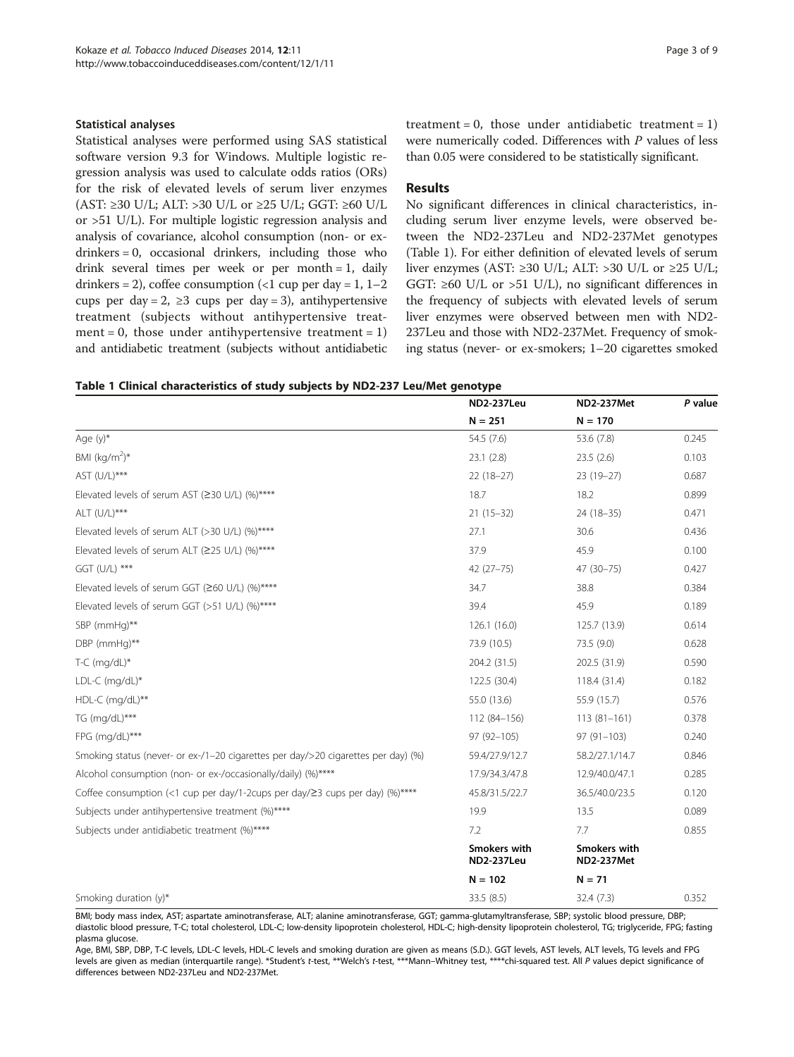### Statistical analyses

Statistical analyses were performed using SAS statistical software version 9.3 for Windows. Multiple logistic regression analysis was used to calculate odds ratios (ORs) for the risk of elevated levels of serum liver enzymes (AST: ≥30 U/L; ALT: >30 U/L or ≥25 U/L; GGT: ≥60 U/L or >51 U/L). For multiple logistic regression analysis and analysis of covariance, alcohol consumption (non- or ex-drinkers = 0, occasional drinkers, including those who drink several times per week or per month = 1, daily drinkers = 2), coffee consumption (<1 cup per day = 1, 1–2 cups per day = 2, ≥3 cups per day = 3), antihypertensive treatment (subjects without antihypertensive treatment = 0, those under antihypertensive treatment = 1) and antidiabetic treatment (subjects without antidiabetic treatment = 0, those under antidiabetic treatment = 1) were numerically coded. Differences with *P* values of less than 0.05 were considered to be statistically significant.

## Results

No significant differences in clinical characteristics, including serum liver enzyme levels, were observed between the ND2-237Leu and ND2-237Met genotypes (Table 1). For either definition of elevated levels of serum liver enzymes (AST: ≥30 U/L; ALT: >30 U/L or ≥25 U/L; GGT: ≥60 U/L or >51 U/L), no significant differences in the frequency of subjects with elevated levels of serum liver enzymes were observed between men with ND2-237Leu and those with ND2-237Met. Frequency of smoking status (never- or ex-smokers; 1–20 cigarettes smoked

**Table 1 Clinical characteristics of study subjects by ND2-237 Leu/Met genotype**

| | ND2-237Leu | ND2-237Met | *P* value |
|---|---|---|---|
| | N = 251 | N = 170 | |
| Age (y)* | 54.5 (7.6) | 53.6 (7.8) | 0.245 |
| BMI (kg/m$^2$)* | 23.1 (2.8) | 23.5 (2.6) | 0.103 |
| AST (U/L)*** | 22 (18–27) | 23 (19–27) | 0.687 |
| Elevated levels of serum AST (≥30 U/L) (%)**** | 18.7 | 18.2 | 0.899 |
| ALT (U/L)*** | 21 (15–32) | 24 (18–35) | 0.471 |
| Elevated levels of serum ALT (>30 U/L) (%)**** | 27.1 | 30.6 | 0.436 |
| Elevated levels of serum ALT (≥25 U/L) (%)**** | 37.9 | 45.9 | 0.100 |
| GGT (U/L) *** | 42 (27–75) | 47 (30–75) | 0.427 |
| Elevated levels of serum GGT (≥60 U/L) (%)**** | 34.7 | 38.8 | 0.384 |
| Elevated levels of serum GGT (>51 U/L) (%)**** | 39.4 | 45.9 | 0.189 |
| SBP (mmHg)** | 126.1 (16.0) | 125.7 (13.9) | 0.614 |
| DBP (mmHg)** | 73.9 (10.5) | 73.5 (9.0) | 0.628 |
| T-C (mg/dL)* | 204.2 (31.5) | 202.5 (31.9) | 0.590 |
| LDL-C (mg/dL)* | 122.5 (30.4) | 118.4 (31.4) | 0.182 |
| HDL-C (mg/dL)** | 55.0 (13.6) | 55.9 (15.7) | 0.576 |
| TG (mg/dL)*** | 112 (84–156) | 113 (81–161) | 0.378 |
| FPG (mg/dL)*** | 97 (92–105) | 97 (91–103) | 0.240 |
| Smoking status (never- or ex-/1–20 cigarettes per day/>20 cigarettes per day) (%) | 59.4/27.9/12.7 | 58.2/27.1/14.7 | 0.846 |
| Alcohol consumption (non- or ex-/occasionally/daily) (%)**** | 17.9/34.3/47.8 | 12.9/40.0/47.1 | 0.285 |
| Coffee consumption (<1 cup per day/1-2cups per day/≥3 cups per day) (%)**** | 45.8/31.5/22.7 | 36.5/40.0/23.5 | 0.120 |
| Subjects under antihypertensive treatment (%)**** | 19.9 | 13.5 | 0.089 |
| Subjects under antidiabetic treatment (%)**** | 7.2 | 7.7 | 0.855 |
| | Smokers with ND2-237Leu | Smokers with ND2-237Met | |
| | N = 102 | N = 71 | |
| Smoking duration (y)* | 33.5 (8.5) | 32.4 (7.3) | 0.352 |

BMI; body mass index, AST; aspartate aminotransferase, ALT; alanine aminotransferase, GGT; gamma-glutamyltransferase, SBP; systolic blood pressure, DBP; diastolic blood pressure, T-C; total cholesterol, LDL-C; low-density lipoprotein cholesterol, HDL-C; high-density lipoprotein cholesterol, TG; triglyceride, FPG; fasting plasma glucose.

Age, BMI, SBP, DBP, T-C levels, LDL-C levels, HDL-C levels and smoking duration are given as means (S.D.). GGT levels, AST levels, ALT levels, TG levels and FPG levels are given as median (interquartile range). *Student's *t*-test, **Welch's *t*-test, ***Mann–Whitney test, ****chi-squared test. All *P* values depict significance of differences between ND2-237Leu and ND2-237Met.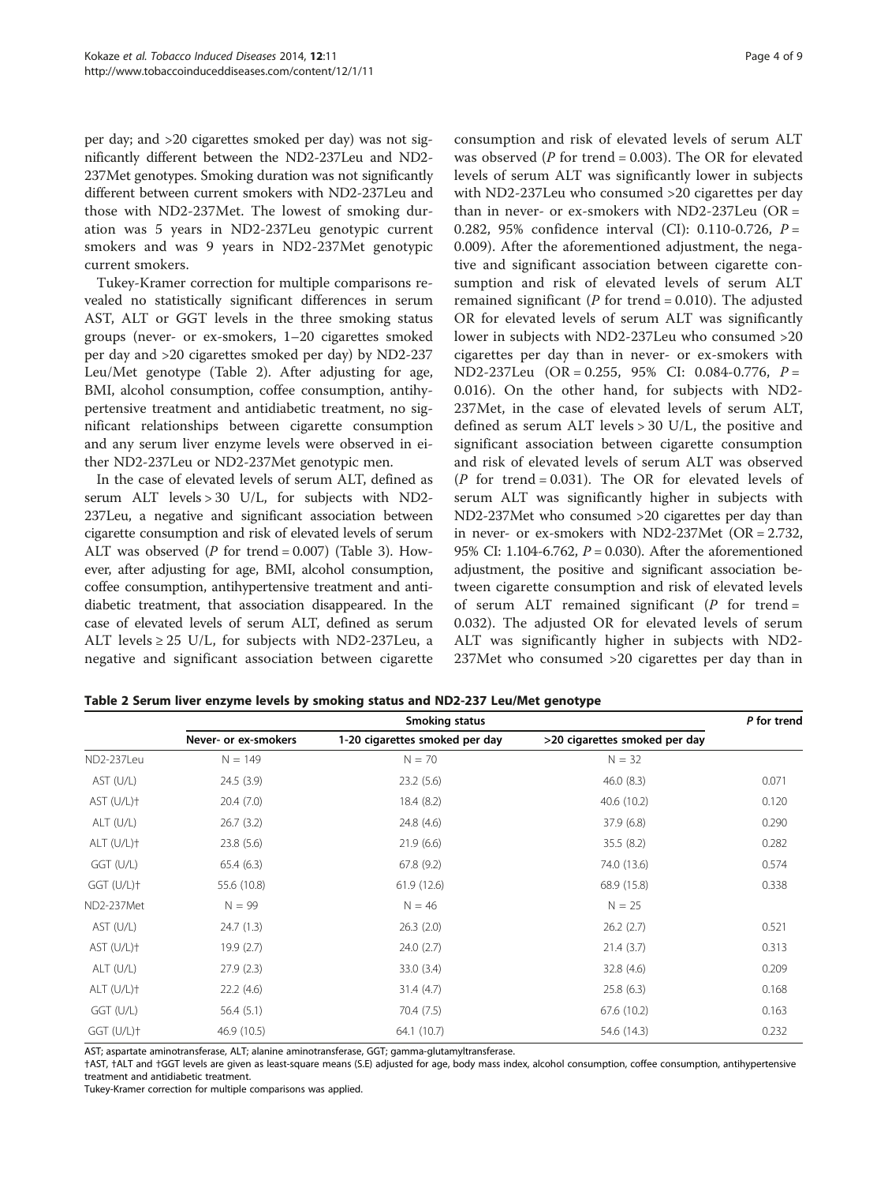per day; and >20 cigarettes smoked per day) was not significantly different between the ND2-237Leu and ND2-237Met genotypes. Smoking duration was not significantly different between current smokers with ND2-237Leu and those with ND2-237Met. The lowest of smoking duration was 5 years in ND2-237Leu genotypic current smokers and was 9 years in ND2-237Met genotypic current smokers.

Tukey-Kramer correction for multiple comparisons revealed no statistically significant differences in serum AST, ALT or GGT levels in the three smoking status groups (never- or ex-smokers, 1–20 cigarettes smoked per day and >20 cigarettes smoked per day) by ND2-237 Leu/Met genotype (Table 2). After adjusting for age, BMI, alcohol consumption, coffee consumption, antihypertensive treatment and antidiabetic treatment, no significant relationships between cigarette consumption and any serum liver enzyme levels were observed in either ND2-237Leu or ND2-237Met genotypic men.

In the case of elevated levels of serum ALT, defined as serum ALT levels > 30 U/L, for subjects with ND2-237Leu, a negative and significant association between cigarette consumption and risk of elevated levels of serum ALT was observed (*P* for trend = 0.007) (Table 3). However, after adjusting for age, BMI, alcohol consumption, coffee consumption, antihypertensive treatment and antidiabetic treatment, that association disappeared. In the case of elevated levels of serum ALT, defined as serum ALT levels ≥ 25 U/L, for subjects with ND2-237Leu, a negative and significant association between cigarette consumption and risk of elevated levels of serum ALT was observed (*P* for trend = 0.003). The OR for elevated levels of serum ALT was significantly lower in subjects with ND2-237Leu who consumed >20 cigarettes per day than in never- or ex-smokers with ND2-237Leu (OR = 0.282, 95% confidence interval (CI): 0.110-0.726, *P* = 0.009). After the aforementioned adjustment, the negative and significant association between cigarette consumption and risk of elevated levels of serum ALT remained significant (*P* for trend = 0.010). The adjusted OR for elevated levels of serum ALT was significantly lower in subjects with ND2-237Leu who consumed >20 cigarettes per day than in never- or ex-smokers with ND2-237Leu (OR = 0.255, 95% CI: 0.084-0.776, *P* = 0.016). On the other hand, for subjects with ND2-237Met, in the case of elevated levels of serum ALT, defined as serum ALT levels > 30 U/L, the positive and significant association between cigarette consumption and risk of elevated levels of serum ALT was observed (*P* for trend = 0.031). The OR for elevated levels of serum ALT was significantly higher in subjects with ND2-237Met who consumed >20 cigarettes per day than in never- or ex-smokers with ND2-237Met (OR = 2.732, 95% CI: 1.104-6.762, *P* = 0.030). After the aforementioned adjustment, the positive and significant association between cigarette consumption and risk of elevated levels of serum ALT remained significant (*P* for trend = 0.032). The adjusted OR for elevated levels of serum ALT was significantly higher in subjects with ND2-237Met who consumed >20 cigarettes per day than in

**Table 2 Serum liver enzyme levels by smoking status and ND2-237 Leu/Met genotype**

| | Smoking status | | | *P* for trend |
|---|---|---|---|---|
| | Never- or ex-smokers | 1-20 cigarettes smoked per day | >20 cigarettes smoked per day | |
| ND2-237Leu | N = 149 | N = 70 | N = 32 | |
| AST (U/L) | 24.5 (3.9) | 23.2 (5.6) | 46.0 (8.3) | 0.071 |
| AST (U/L)† | 20.4 (7.0) | 18.4 (8.2) | 40.6 (10.2) | 0.120 |
| ALT (U/L) | 26.7 (3.2) | 24.8 (4.6) | 37.9 (6.8) | 0.290 |
| ALT (U/L)† | 23.8 (5.6) | 21.9 (6.6) | 35.5 (8.2) | 0.282 |
| GGT (U/L) | 65.4 (6.3) | 67.8 (9.2) | 74.0 (13.6) | 0.574 |
| GGT (U/L)† | 55.6 (10.8) | 61.9 (12.6) | 68.9 (15.8) | 0.338 |
| ND2-237Met | N = 99 | N = 46 | N = 25 | |
| AST (U/L) | 24.7 (1.3) | 26.3 (2.0) | 26.2 (2.7) | 0.521 |
| AST (U/L)† | 19.9 (2.7) | 24.0 (2.7) | 21.4 (3.7) | 0.313 |
| ALT (U/L) | 27.9 (2.3) | 33.0 (3.4) | 32.8 (4.6) | 0.209 |
| ALT (U/L)† | 22.2 (4.6) | 31.4 (4.7) | 25.8 (6.3) | 0.168 |
| GGT (U/L) | 56.4 (5.1) | 70.4 (7.5) | 67.6 (10.2) | 0.163 |
| GGT (U/L)† | 46.9 (10.5) | 64.1 (10.7) | 54.6 (14.3) | 0.232 |

AST; aspartate aminotransferase, ALT; alanine aminotransferase, GGT; gamma-glutamyltransferase.
†AST, †ALT and †GGT levels are given as least-square means (S.E) adjusted for age, body mass index, alcohol consumption, coffee consumption, antihypertensive treatment and antidiabetic treatment.
Tukey-Kramer correction for multiple comparisons was applied.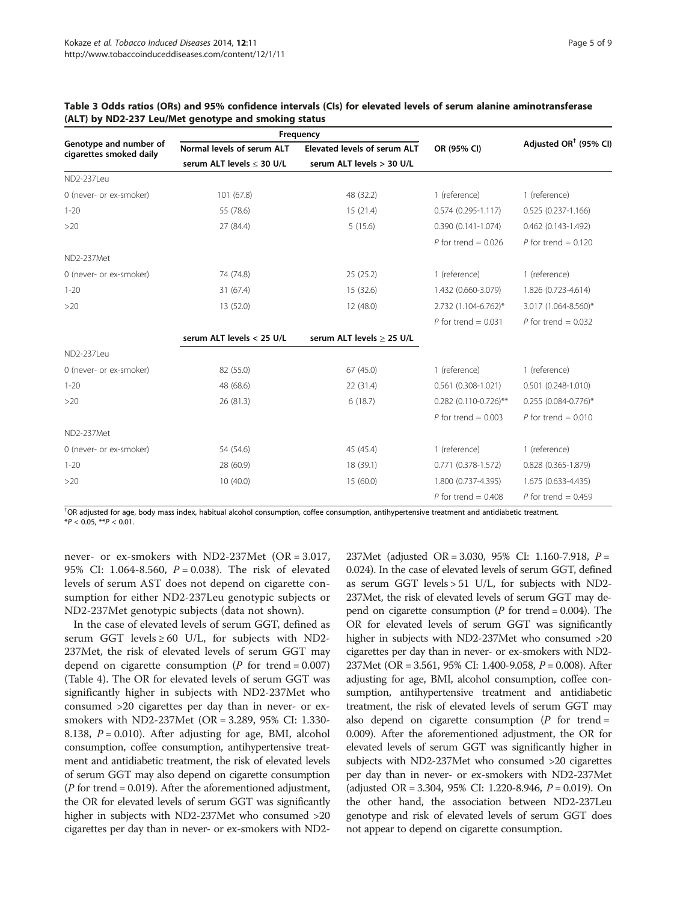**Table 3 Odds ratios (ORs) and 95% confidence intervals (CIs) for elevated levels of serum alanine aminotransferase (ALT) by ND2-237 Leu/Met genotype and smoking status**

| Genotype and number of cigarettes smoked daily | Frequency | | OR (95% CI) | Adjusted OR[†] (95% CI) |
|---|---|---|---|---|
| | Normal levels of serum ALT | Elevated levels of serum ALT | | |
| | serum ALT levels ≤ 30 U/L | serum ALT levels > 30 U/L | | |
| ND2-237Leu | | | | |
| 0 (never- or ex-smoker) | 101 (67.8) | 48 (32.2) | 1 (reference) | 1 (reference) |
| 1-20 | 55 (78.6) | 15 (21.4) | 0.574 (0.295-1.117) | 0.525 (0.237-1.166) |
| >20 | 27 (84.4) | 5 (15.6) | 0.390 (0.141-1.074) | 0.462 (0.143-1.492) |
| | | | *P* for trend = 0.026 | *P* for trend = 0.120 |
| ND2-237Met | | | | |
| 0 (never- or ex-smoker) | 74 (74.8) | 25 (25.2) | 1 (reference) | 1 (reference) |
| 1-20 | 31 (67.4) | 15 (32.6) | 1.432 (0.660-3.079) | 1.826 (0.723-4.614) |
| >20 | 13 (52.0) | 12 (48.0) | 2.732 (1.104-6.762)* | 3.017 (1.064-8.560)* |
| | | | *P* for trend = 0.031 | *P* for trend = 0.032 |
| | serum ALT levels < 25 U/L | serum ALT levels ≥ 25 U/L | | |
| ND2-237Leu | | | | |
| 0 (never- or ex-smoker) | 82 (55.0) | 67 (45.0) | 1 (reference) | 1 (reference) |
| 1-20 | 48 (68.6) | 22 (31.4) | 0.561 (0.308-1.021) | 0.501 (0.248-1.010) |
| >20 | 26 (81.3) | 6 (18.7) | 0.282 (0.110-0.726)** | 0.255 (0.084-0.776)* |
| | | | *P* for trend = 0.003 | *P* for trend = 0.010 |
| ND2-237Met | | | | |
| 0 (never- or ex-smoker) | 54 (54.6) | 45 (45.4) | 1 (reference) | 1 (reference) |
| 1-20 | 28 (60.9) | 18 (39.1) | 0.771 (0.378-1.572) | 0.828 (0.365-1.879) |
| >20 | 10 (40.0) | 15 (60.0) | 1.800 (0.737-4.395) | 1.675 (0.633-4.435) |
| | | | *P* for trend = 0.408 | *P* for trend = 0.459 |

[†]OR adjusted for age, body mass index, habitual alcohol consumption, coffee consumption, antihypertensive treatment and antidiabetic treatment.
*$P < 0.05$, **$P < 0.01$.

never- or ex-smokers with ND2-237Met (OR = 3.017, 95% CI: 1.064-8.560, $P = 0.038$). The risk of elevated levels of serum AST does not depend on cigarette consumption for either ND2-237Leu genotypic subjects or ND2-237Met genotypic subjects (data not shown).

In the case of elevated levels of serum GGT, defined as serum GGT levels ≥ 60 U/L, for subjects with ND2-237Met, the risk of elevated levels of serum GGT may depend on cigarette consumption (*P* for trend = 0.007) (Table 4). The OR for elevated levels of serum GGT was significantly higher in subjects with ND2-237Met who consumed >20 cigarettes per day than in never- or ex-smokers with ND2-237Met (OR = 3.289, 95% CI: 1.330-8.138, $P = 0.010$). After adjusting for age, BMI, alcohol consumption, coffee consumption, antihypertensive treatment and antidiabetic treatment, the risk of elevated levels of serum GGT may also depend on cigarette consumption (*P* for trend = 0.019). After the aforementioned adjustment, the OR for elevated levels of serum GGT was significantly higher in subjects with ND2-237Met who consumed >20 cigarettes per day than in never- or ex-smokers with ND2-237Met (adjusted OR = 3.030, 95% CI: 1.160-7.918, $P = 0.024$). In the case of elevated levels of serum GGT, defined as serum GGT levels > 51 U/L, for subjects with ND2-237Met, the risk of elevated levels of serum GGT may depend on cigarette consumption (*P* for trend = 0.004). The OR for elevated levels of serum GGT was significantly higher in subjects with ND2-237Met who consumed >20 cigarettes per day than in never- or ex-smokers with ND2-237Met (OR = 3.561, 95% CI: 1.400-9.058, $P = 0.008$). After adjusting for age, BMI, alcohol consumption, coffee consumption, antihypertensive treatment and antidiabetic treatment, the risk of elevated levels of serum GGT may also depend on cigarette consumption (*P* for trend = 0.009). After the aforementioned adjustment, the OR for elevated levels of serum GGT was significantly higher in subjects with ND2-237Met who consumed >20 cigarettes per day than in never- or ex-smokers with ND2-237Met (adjusted OR = 3.304, 95% CI: 1.220-8.946, $P = 0.019$). On the other hand, the association between ND2-237Leu genotype and risk of elevated levels of serum GGT does not appear to depend on cigarette consumption.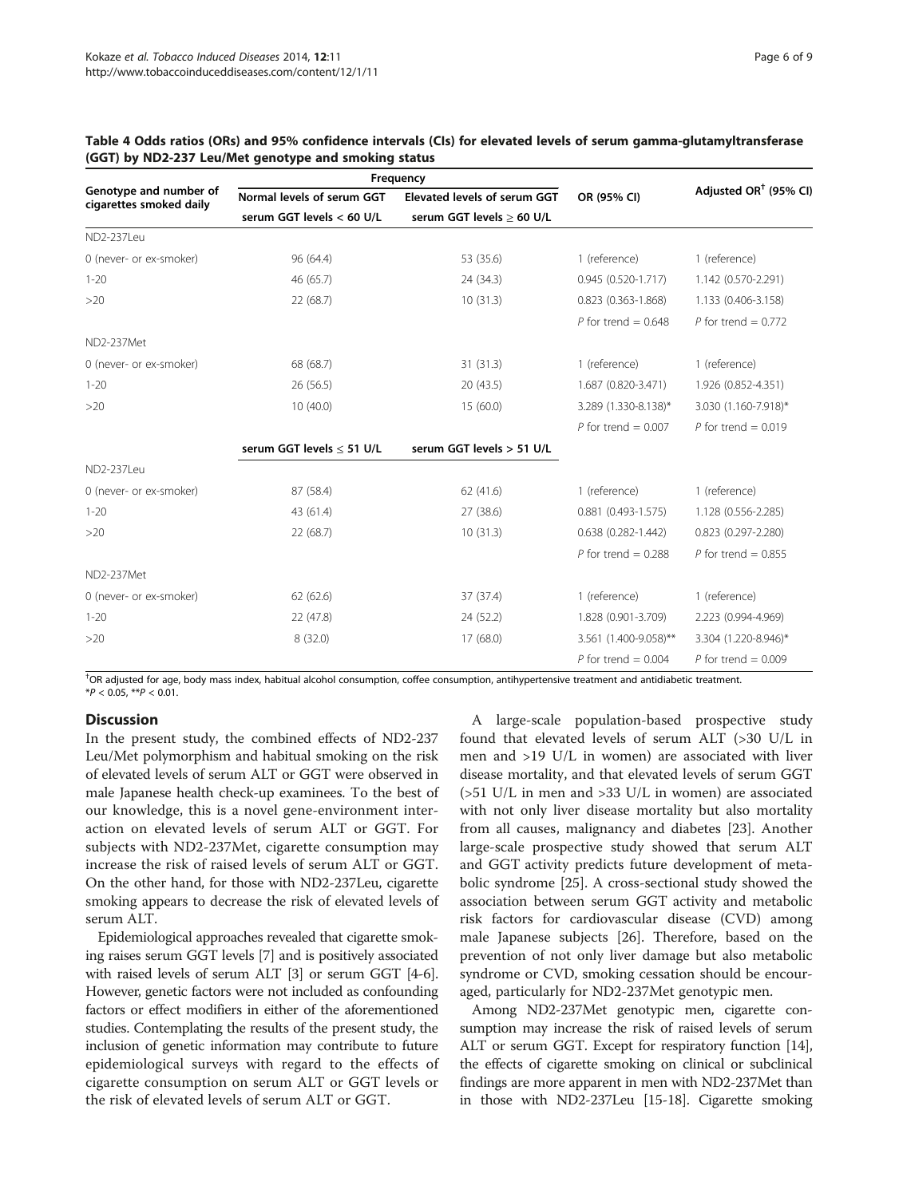**Table 4 Odds ratios (ORs) and 95% confidence intervals (CIs) for elevated levels of serum gamma-glutamyltransferase (GGT) by ND2-237 Leu/Met genotype and smoking status**

| Genotype and number of cigarettes smoked daily | Frequency | | OR (95% CI) | Adjusted OR† (95% CI) |
|---|---|---|---|---|
| | Normal levels of serum GGT | Elevated levels of serum GGT | | |
| | serum GGT levels < 60 U/L | serum GGT levels ≥ 60 U/L | | |
| ND2-237Leu | | | | |
| 0 (never- or ex-smoker) | 96 (64.4) | 53 (35.6) | 1 (reference) | 1 (reference) |
| 1-20 | 46 (65.7) | 24 (34.3) | 0.945 (0.520-1.717) | 1.142 (0.570-2.291) |
| >20 | 22 (68.7) | 10 (31.3) | 0.823 (0.363-1.868) | 1.133 (0.406-3.158) |
| | | | *P* for trend = 0.648 | *P* for trend = 0.772 |
| ND2-237Met | | | | |
| 0 (never- or ex-smoker) | 68 (68.7) | 31 (31.3) | 1 (reference) | 1 (reference) |
| 1-20 | 26 (56.5) | 20 (43.5) | 1.687 (0.820-3.471) | 1.926 (0.852-4.351) |
| >20 | 10 (40.0) | 15 (60.0) | 3.289 (1.330-8.138)* | 3.030 (1.160-7.918)* |
| | | | *P* for trend = 0.007 | *P* for trend = 0.019 |
| | serum GGT levels ≤ 51 U/L | serum GGT levels > 51 U/L | | |
| ND2-237Leu | | | | |
| 0 (never- or ex-smoker) | 87 (58.4) | 62 (41.6) | 1 (reference) | 1 (reference) |
| 1-20 | 43 (61.4) | 27 (38.6) | 0.881 (0.493-1.575) | 1.128 (0.556-2.285) |
| >20 | 22 (68.7) | 10 (31.3) | 0.638 (0.282-1.442) | 0.823 (0.297-2.280) |
| | | | *P* for trend = 0.288 | *P* for trend = 0.855 |
| ND2-237Met | | | | |
| 0 (never- or ex-smoker) | 62 (62.6) | 37 (37.4) | 1 (reference) | 1 (reference) |
| 1-20 | 22 (47.8) | 24 (52.2) | 1.828 (0.901-3.709) | 2.223 (0.994-4.969) |
| >20 | 8 (32.0) | 17 (68.0) | 3.561 (1.400-9.058)** | 3.304 (1.220-8.946)* |
| | | | *P* for trend = 0.004 | *P* for trend = 0.009 |

†OR adjusted for age, body mass index, habitual alcohol consumption, coffee consumption, antihypertensive treatment and antidiabetic treatment.
*$P < 0.05$, **$P < 0.01$.

## Discussion

In the present study, the combined effects of ND2-237 Leu/Met polymorphism and habitual smoking on the risk of elevated levels of serum ALT or GGT were observed in male Japanese health check-up examinees. To the best of our knowledge, this is a novel gene-environment interaction on elevated levels of serum ALT or GGT. For subjects with ND2-237Met, cigarette consumption may increase the risk of raised levels of serum ALT or GGT. On the other hand, for those with ND2-237Leu, cigarette smoking appears to decrease the risk of elevated levels of serum ALT.

Epidemiological approaches revealed that cigarette smoking raises serum GGT levels [7] and is positively associated with raised levels of serum ALT [3] or serum GGT [4-6]. However, genetic factors were not included as confounding factors or effect modifiers in either of the aforementioned studies. Contemplating the results of the present study, the inclusion of genetic information may contribute to future epidemiological surveys with regard to the effects of cigarette consumption on serum ALT or GGT levels or the risk of elevated levels of serum ALT or GGT.

A large-scale population-based prospective study found that elevated levels of serum ALT (>30 U/L in men and >19 U/L in women) are associated with liver disease mortality, and that elevated levels of serum GGT (>51 U/L in men and >33 U/L in women) are associated with not only liver disease mortality but also mortality from all causes, malignancy and diabetes [23]. Another large-scale prospective study showed that serum ALT and GGT activity predicts future development of metabolic syndrome [25]. A cross-sectional study showed the association between serum GGT activity and metabolic risk factors for cardiovascular disease (CVD) among male Japanese subjects [26]. Therefore, based on the prevention of not only liver damage but also metabolic syndrome or CVD, smoking cessation should be encouraged, particularly for ND2-237Met genotypic men.

Among ND2-237Met genotypic men, cigarette consumption may increase the risk of raised levels of serum ALT or serum GGT. Except for respiratory function [14], the effects of cigarette smoking on clinical or subclinical findings are more apparent in men with ND2-237Met than in those with ND2-237Leu [15-18]. Cigarette smoking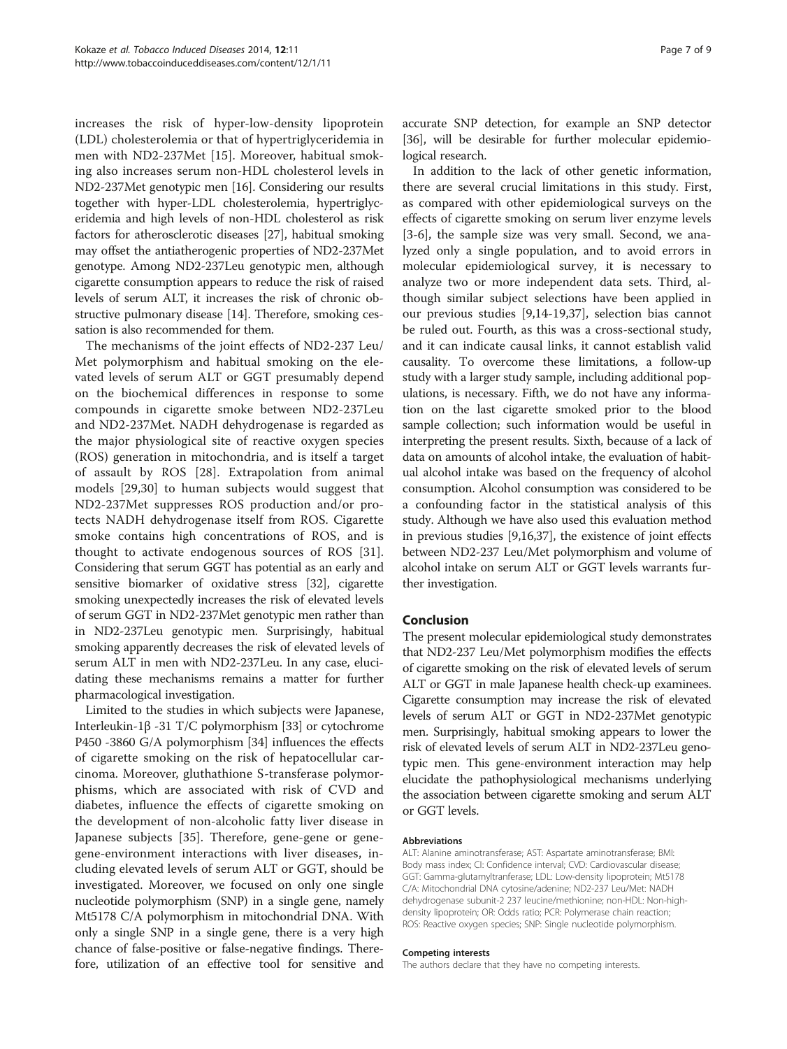increases the risk of hyper-low-density lipoprotein (LDL) cholesterolemia or that of hypertriglyceridemia in men with ND2-237Met [15]. Moreover, habitual smoking also increases serum non-HDL cholesterol levels in ND2-237Met genotypic men [16]. Considering our results together with hyper-LDL cholesterolemia, hypertriglyceridemia and high levels of non-HDL cholesterol as risk factors for atherosclerotic diseases [27], habitual smoking may offset the antiatherogenic properties of ND2-237Met genotype. Among ND2-237Leu genotypic men, although cigarette consumption appears to reduce the risk of raised levels of serum ALT, it increases the risk of chronic obstructive pulmonary disease [14]. Therefore, smoking cessation is also recommended for them.

The mechanisms of the joint effects of ND2-237 Leu/Met polymorphism and habitual smoking on the elevated levels of serum ALT or GGT presumably depend on the biochemical differences in response to some compounds in cigarette smoke between ND2-237Leu and ND2-237Met. NADH dehydrogenase is regarded as the major physiological site of reactive oxygen species (ROS) generation in mitochondria, and is itself a target of assault by ROS [28]. Extrapolation from animal models [29,30] to human subjects would suggest that ND2-237Met suppresses ROS production and/or protects NADH dehydrogenase itself from ROS. Cigarette smoke contains high concentrations of ROS, and is thought to activate endogenous sources of ROS [31]. Considering that serum GGT has potential as an early and sensitive biomarker of oxidative stress [32], cigarette smoking unexpectedly increases the risk of elevated levels of serum GGT in ND2-237Met genotypic men rather than in ND2-237Leu genotypic men. Surprisingly, habitual smoking apparently decreases the risk of elevated levels of serum ALT in men with ND2-237Leu. In any case, elucidating these mechanisms remains a matter for further pharmacological investigation.

Limited to the studies in which subjects were Japanese, Interleukin-1β -31 T/C polymorphism [33] or cytochrome P450 -3860 G/A polymorphism [34] influences the effects of cigarette smoking on the risk of hepatocellular carcinoma. Moreover, gluthathione S-transferase polymorphisms, which are associated with risk of CVD and diabetes, influence the effects of cigarette smoking on the development of non-alcoholic fatty liver disease in Japanese subjects [35]. Therefore, gene-gene or gene-gene-environment interactions with liver diseases, including elevated levels of serum ALT or GGT, should be investigated. Moreover, we focused on only one single nucleotide polymorphism (SNP) in a single gene, namely Mt5178 C/A polymorphism in mitochondrial DNA. With only a single SNP in a single gene, there is a very high chance of false-positive or false-negative findings. Therefore, utilization of an effective tool for sensitive and accurate SNP detection, for example an SNP detector [36], will be desirable for further molecular epidemiological research.

In addition to the lack of other genetic information, there are several crucial limitations in this study. First, as compared with other epidemiological surveys on the effects of cigarette smoking on serum liver enzyme levels [3-6], the sample size was very small. Second, we analyzed only a single population, and to avoid errors in molecular epidemiological survey, it is necessary to analyze two or more independent data sets. Third, although similar subject selections have been applied in our previous studies [9,14-19,37], selection bias cannot be ruled out. Fourth, as this was a cross-sectional study, and it can indicate causal links, it cannot establish valid causality. To overcome these limitations, a follow-up study with a larger study sample, including additional populations, is necessary. Fifth, we do not have any information on the last cigarette smoked prior to the blood sample collection; such information would be useful in interpreting the present results. Sixth, because of a lack of data on amounts of alcohol intake, the evaluation of habitual alcohol intake was based on the frequency of alcohol consumption. Alcohol consumption was considered to be a confounding factor in the statistical analysis of this study. Although we have also used this evaluation method in previous studies [9,16,37], the existence of joint effects between ND2-237 Leu/Met polymorphism and volume of alcohol intake on serum ALT or GGT levels warrants further investigation.

## Conclusion

The present molecular epidemiological study demonstrates that ND2-237 Leu/Met polymorphism modifies the effects of cigarette smoking on the risk of elevated levels of serum ALT or GGT in male Japanese health check-up examinees. Cigarette consumption may increase the risk of elevated levels of serum ALT or GGT in ND2-237Met genotypic men. Surprisingly, habitual smoking appears to lower the risk of elevated levels of serum ALT in ND2-237Leu genotypic men. This gene-environment interaction may help elucidate the pathophysiological mechanisms underlying the association between cigarette smoking and serum ALT or GGT levels.

#### Abbreviations

ALT: Alanine aminotransferase; AST: Aspartate aminotransferase; BMI: Body mass index; CI: Confidence interval; CVD: Cardiovascular disease; GGT: Gamma-glutamyltranferase; LDL: Low-density lipoprotein; Mt5178 C/A: Mitochondrial DNA cytosine/adenine; ND2-237 Leu/Met: NADH dehydrogenase subunit-2 237 leucine/methionine; non-HDL: Non-high-density lipoprotein; OR: Odds ratio; PCR: Polymerase chain reaction; ROS: Reactive oxygen species; SNP: Single nucleotide polymorphism.

#### Competing interests

The authors declare that they have no competing interests.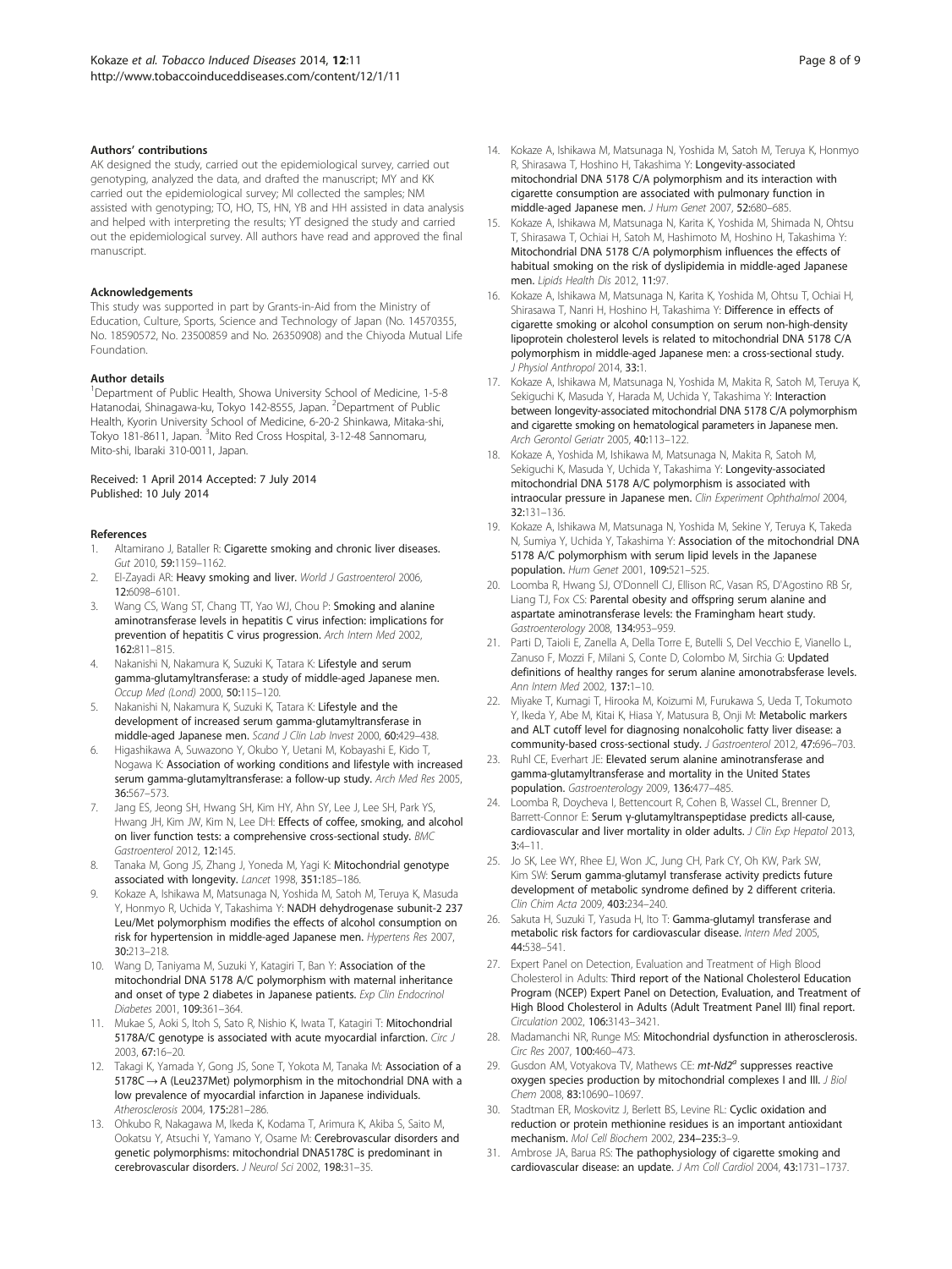### Authors' contributions

AK designed the study, carried out the epidemiological survey, carried out genotyping, analyzed the data, and drafted the manuscript; MY and KK carried out the epidemiological survey; MI collected the samples; NM assisted with genotyping; TO, HO, TS, HN, YB and HH assisted in data analysis and helped with interpreting the results; YT designed the study and carried out the epidemiological survey. All authors have read and approved the final manuscript.

### Acknowledgements

This study was supported in part by Grants-in-Aid from the Ministry of Education, Culture, Sports, Science and Technology of Japan (No. 14570355, No. 18590572, No. 23500859 and No. 26350908) and the Chiyoda Mutual Life Foundation.

### Author details

[1]Department of Public Health, Showa University School of Medicine, 1-5-8 Hatanodai, Shinagawa-ku, Tokyo 142-8555, Japan. [2]Department of Public Health, Kyorin University School of Medicine, 6-20-2 Shinkawa, Mitaka-shi, Tokyo 181-8611, Japan. [3]Mito Red Cross Hospital, 3-12-48 Sannomaru, Mito-shi, Ibaraki 310-0011, Japan.

Received: 1 April 2014 Accepted: 7 July 2014
Published: 10 July 2014

### References

1. Altamirano J, Bataller R: **Cigarette smoking and chronic liver diseases.** *Gut* 2010, **59:**1159–1162.
2. El-Zayadi AR: **Heavy smoking and liver.** *World J Gastroenterol* 2006, **12:**6098–6101.
3. Wang CS, Wang ST, Chang TT, Yao WJ, Chou P: **Smoking and alanine aminotransferase levels in hepatitis C virus infection: implications for prevention of hepatitis C virus progression.** *Arch Intern Med* 2002, **162:**811–815.
4. Nakanishi N, Nakamura K, Suzuki K, Tatara K: **Lifestyle and serum gamma-glutamyltransferase: a study of middle-aged Japanese men.** *Occup Med (Lond)* 2000, **50:**115–120.
5. Nakanishi N, Nakamura K, Suzuki K, Tatara K: **Lifestyle and the development of increased serum gamma-glutamyltransferase in middle-aged Japanese men.** *Scand J Clin Lab Invest* 2000, **60:**429–438.
6. Higashikawa A, Suwazono Y, Okubo Y, Uetani M, Kobayashi E, Kido T, Nogawa K: **Association of working conditions and lifestyle with increased serum gamma-glutamyltransferase: a follow-up study.** *Arch Med Res* 2005, **36:**567–573.
7. Jang ES, Jeong SH, Hwang SH, Kim HY, Ahn SY, Lee J, Lee SH, Park YS, Hwang JH, Kim JW, Kim N, Lee DH: **Effects of coffee, smoking, and alcohol on liver function tests: a comprehensive cross-sectional study.** *BMC Gastroenterol* 2012, **12:**145.
8. Tanaka M, Gong JS, Zhang J, Yoneda M, Yagi K: **Mitochondrial genotype associated with longevity.** *Lancet* 1998, **351:**185–186.
9. Kokaze A, Ishikawa M, Matsunaga N, Yoshida M, Satoh M, Teruya K, Masuda Y, Honmyo R, Uchida Y, Takashima Y: **NADH dehydrogenase subunit-2 237 Leu/Met polymorphism modifies the effects of alcohol consumption on risk for hypertension in middle-aged Japanese men.** *Hypertens Res* 2007, **30:**213–218.
10. Wang D, Taniyama M, Suzuki Y, Katagiri T, Ban Y: **Association of the mitochondrial DNA 5178 A/C polymorphism with maternal inheritance and onset of type 2 diabetes in Japanese patients.** *Exp Clin Endocrinol Diabetes* 2001, **109:**361–364.
11. Mukae S, Aoki S, Itoh S, Sato R, Nishio K, Iwata T, Katagiri T: **Mitochondrial 5178A/C genotype is associated with acute myocardial infarction.** *Circ J* 2003, **67:**16–20.
12. Takagi K, Yamada Y, Gong JS, Sone T, Yokota M, Tanaka M: **Association of a 5178C → A (Leu237Met) polymorphism in the mitochondrial DNA with a low prevalence of myocardial infarction in Japanese individuals.** *Atherosclerosis* 2004, **175:**281–286.
13. Ohkubo R, Nakagawa M, Ikeda K, Kodama T, Arimura K, Akiba S, Saito M, Ookatsu Y, Atsuchi Y, Yamano Y, Osame M: **Cerebrovascular disorders and genetic polymorphisms: mitochondrial DNA5178C is predominant in cerebrovascular disorders.** *J Neurol Sci* 2002, **198:**31–35.
14. Kokaze A, Ishikawa M, Matsunaga N, Yoshida M, Satoh M, Teruya K, Honmyo R, Shirasawa T, Hoshino H, Takashima Y: **Longevity-associated mitochondrial DNA 5178 C/A polymorphism and its interaction with cigarette consumption are associated with pulmonary function in middle-aged Japanese men.** *J Hum Genet* 2007, **52:**680–685.
15. Kokaze A, Ishikawa M, Matsunaga N, Karita K, Yoshida M, Shimada N, Ohtsu T, Shirasawa T, Ochiai H, Satoh M, Hashimoto M, Hoshino H, Takashima Y: **Mitochondrial DNA 5178 C/A polymorphism influences the effects of habitual smoking on the risk of dyslipidemia in middle-aged Japanese men.** *Lipids Health Dis* 2012, **11:**97.
16. Kokaze A, Ishikawa M, Matsunaga N, Karita K, Yoshida M, Ohtsu T, Ochiai H, Shirasawa T, Nanri H, Hoshino H, Takashima Y: **Difference in effects of cigarette smoking or alcohol consumption on serum non-high-density lipoprotein cholesterol levels is related to mitochondrial DNA 5178 C/A polymorphism in middle-aged Japanese men: a cross-sectional study.** *J Physiol Anthropol* 2014, **33:**1.
17. Kokaze A, Ishikawa M, Matsunaga N, Yoshida M, Makita R, Satoh M, Teruya K, Sekiguchi K, Masuda Y, Harada M, Uchida Y, Takashima Y: **Interaction between longevity-associated mitochondrial DNA 5178 C/A polymorphism and cigarette smoking on hematological parameters in Japanese men.** *Arch Gerontol Geriatr* 2005, **40:**113–122.
18. Kokaze A, Yoshida M, Ishikawa M, Matsunaga N, Makita R, Satoh M, Sekiguchi K, Masuda Y, Uchida Y, Takashima Y: **Longevity-associated mitochondrial DNA 5178 A/C polymorphism is associated with intraocular pressure in Japanese men.** *Clin Experiment Ophthalmol* 2004, **32:**131–136.
19. Kokaze A, Ishikawa M, Matsunaga N, Yoshida M, Sekine Y, Teruya K, Takeda N, Sumiya Y, Uchida Y, Takashima Y: **Association of the mitochondrial DNA 5178 A/C polymorphism with serum lipid levels in the Japanese population.** *Hum Genet* 2001, **109:**521–525.
20. Loomba R, Hwang SJ, O'Donnell CJ, Ellison RC, Vasan RS, D'Agostino RB Sr, Liang TJ, Fox CS: **Parental obesity and offspring serum alanine and aspartate aminotransferase levels: the Framingham heart study.** *Gastroenterology* 2008, **134:**953–959.
21. Parti D, Taioli E, Zanella A, Della Torre E, Butelli S, Del Vecchio E, Vianello L, Zanuso F, Mozzi F, Milani S, Conte D, Colombo M, Sirchia G: **Updated definitions of healthy ranges for serum alanine amonotrabsferase levels.** *Ann Intern Med* 2002, **137:**1–10.
22. Miyake T, Kumagi T, Hirooka M, Koizumi M, Furukawa S, Ueda T, Tokumoto Y, Ikeda Y, Abe M, Kitai K, Hiasa Y, Matusura B, Onji M: **Metabolic markers and ALT cutoff level for diagnosing nonalcoholic fatty liver disease: a community-based cross-sectional study.** *J Gastroenterol* 2012, **47:**696–703.
23. Ruhl CE, Everhart JE: **Elevated serum alanine aminotransferase and gamma-glutamyltransferase and mortality in the United States population.** *Gastroenterology* 2009, **136:**477–485.
24. Loomba R, Doycheva I, Bettencourt R, Cohen B, Wassel CL, Brenner D, Barrett-Connor E: **Serum γ-glutamyltranspeptidase predicts all-cause, cardiovascular and liver mortality in older adults.** *J Clin Exp Hepatol* 2013, **3:**4–11.
25. Jo SK, Lee WY, Rhee EJ, Won JC, Jung CH, Park CY, Oh KW, Park SW, Kim SW: **Serum gamma-glutamyl transferase activity predicts future development of metabolic syndrome defined by 2 different criteria.** *Clin Chim Acta* 2009, **403:**234–240.
26. Sakuta H, Suzuki T, Yasuda H, Ito T: **Gamma-glutamyl transferase and metabolic risk factors for cardiovascular disease.** *Intern Med* 2005, **44:**538–541.
27. Expert Panel on Detection, Evaluation and Treatment of High Blood Cholesterol in Adults: **Third report of the National Cholesterol Education Program (NCEP) Expert Panel on Detection, Evaluation, and Treatment of High Blood Cholesterol in Adults (Adult Treatment Panel III) final report.** *Circulation* 2002, **106:**3143–3421.
28. Madamanchi NR, Runge MS: **Mitochondrial dysfunction in atherosclerosis.** *Circ Res* 2007, **100:**460–473.
29. Gusdon AM, Votyakova TV, Mathews CE: ***mt-Nd2$^a$*** **suppresses reactive oxygen species production by mitochondrial complexes I and III.** *J Biol Chem* 2008, **83:**10690–10697.
30. Stadtman ER, Moskovitz J, Berlett BS, Levine RL: **Cyclic oxidation and reduction or protein methionine residues is an important antioxidant mechanism.** *Mol Cell Biochem* 2002, **234–235:**3–9.
31. Ambrose JA, Barua RS: **The pathophysiology of cigarette smoking and cardiovascular disease: an update.** *J Am Coll Cardiol* 2004, **43:**1731–1737.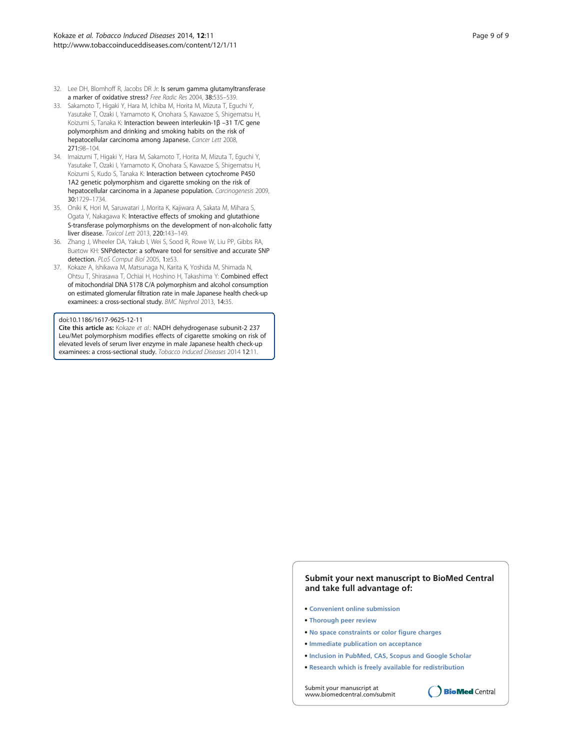32. Lee DH, Blomhoff R, Jacobs DR Jr: **Is serum gamma glutamyltransferase a marker of oxidative stress?** *Free Radic Res* 2004, **38:**535–539.
33. Sakamoto T, Higaki Y, Hara M, Ichiba M, Horita M, Mizuta T, Eguchi Y, Yasutake T, Ozaki I, Yamamoto K, Onohara S, Kawazoe S, Shigematsu H, Koizumi S, Tanaka K: **Interaction beween interleukin-1β −31 T/C gene polymorphism and drinking and smoking habits on the risk of hepatocellular carcinoma among Japanese.** *Cancer Lett* 2008, **271:**98–104.
34. Imaizumi T, Higaki Y, Hara M, Sakamoto T, Horita M, Mizuta T, Eguchi Y, Yasutake T, Ozaki I, Yamamoto K, Onohara S, Kawazoe S, Shigematsu H, Koizumi S, Kudo S, Tanaka K: **Interaction between cytochrome P450 1A2 genetic polymorphism and cigarette smoking on the risk of hepatocellular carcinoma in a Japanese population.** *Carcinogenesis* 2009, **30:**1729–1734.
35. Oniki K, Hori M, Saruwatari J, Morita K, Kajiwara A, Sakata M, Mihara S, Ogata Y, Nakagawa K: **Interactive effects of smoking and glutathione S-transferase polymorphisms on the development of non-alcoholic fatty liver disease.** *Toxicol Lett* 2013, **220:**143–149.
36. Zhang J, Wheeler DA, Yakub I, Wei S, Sood R, Rowe W, Liu PP, Gibbs RA, Buetow KH: **SNPdetector: a software tool for sensitive and accurate SNP detection.** *PLoS Comput Biol* 2005, **1:**e53.
37. Kokaze A, Ishikawa M, Matsunaga N, Karita K, Yoshida M, Shimada N, Ohtsu T, Shirasawa T, Ochiai H, Hoshino H, Takashima Y: **Combined effect of mitochondrial DNA 5178 C/A polymorphism and alcohol consumption on estimated glomerular filtration rate in male Japanese health check-up examinees: a cross-sectional study.** *BMC Nephrol* 2013, **14:**35.

doi:10.1186/1617-9625-12-11

**Cite this article as:** Kokaze *et al.*: NADH dehydrogenase subunit-2 237 Leu/Met polymorphism modifies effects of cigarette smoking on risk of elevated levels of serum liver enzyme in male Japanese health check-up examinees: a cross-sectional study. *Tobacco Induced Diseases* 2014 **12**:11.

**Submit your next manuscript to BioMed Central and take full advantage of:**

- **Convenient online submission**
- **Thorough peer review**
- **No space constraints or color figure charges**
- **Immediate publication on acceptance**
- **Inclusion in PubMed, CAS, Scopus and Google Scholar**
- **Research which is freely available for redistribution**

Submit your manuscript at
www.biomedcentral.com/submit

BioMed Central